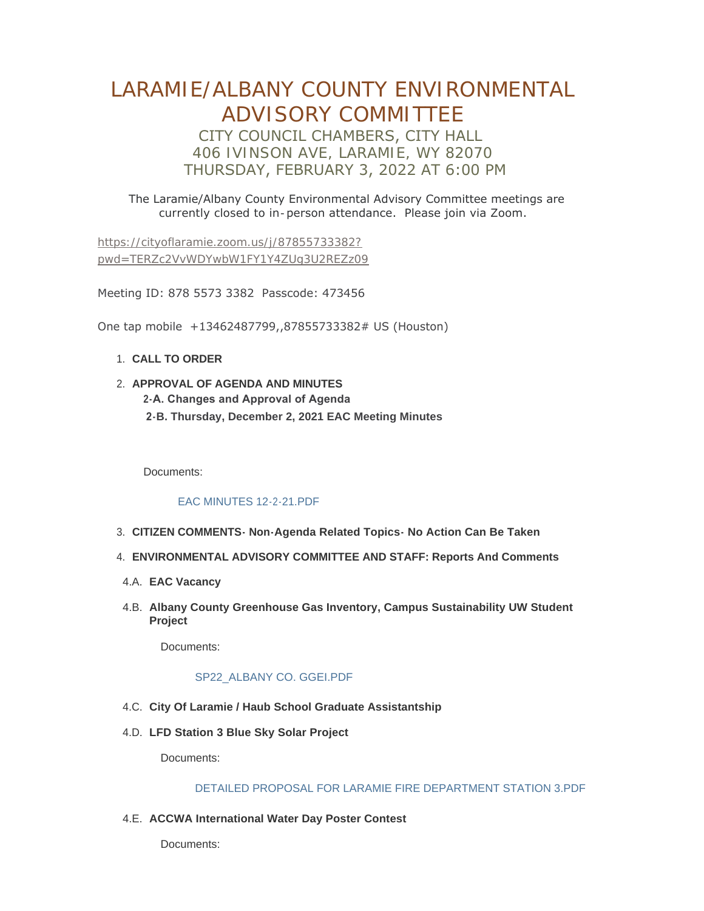# LARAMIE/ALBANY COUNTY ENVIRONMENTAL ADVISORY COMMITTEE

## CITY COUNCIL CHAMBERS, CITY HALL
## 406 IVINSON AVE, LARAMIE, WY 82070
## THURSDAY, FEBRUARY 3, 2022 AT 6:00 PM

The Laramie/Albany County Environmental Advisory Committee meetings are currently closed to in-person attendance. Please join via Zoom.

https://cityoflaramie.zoom.us/j/87855733382?pwd=TERZc2VvWDYwbW1FY1Y4ZUg3U2REZz09

Meeting ID: 878 5573 3382 Passcode: 473456

One tap mobile +13462487799,,87855733382# US (Houston)

1. **CALL TO ORDER**
2. **APPROVAL OF AGENDA AND MINUTES**
   **2-A. Changes and Approval of Agenda**
   **2-B. Thursday, December 2, 2021 EAC Meeting Minutes**

   Documents:

   EAC MINUTES 12-2-21.PDF

3. **CITIZEN COMMENTS- Non-Agenda Related Topics- No Action Can Be Taken**
4. **ENVIRONMENTAL ADVISORY COMMITTEE AND STAFF: Reports And Comments**

4.A. **EAC Vacancy**

4.B. **Albany County Greenhouse Gas Inventory, Campus Sustainability UW Student Project**

Documents:

SP22_ALBANY CO. GGEI.PDF

4.C. **City Of Laramie / Haub School Graduate Assistantship**

4.D. **LFD Station 3 Blue Sky Solar Project**

Documents:

DETAILED PROPOSAL FOR LARAMIE FIRE DEPARTMENT STATION 3.PDF

4.E. **ACCWA International Water Day Poster Contest**

Documents: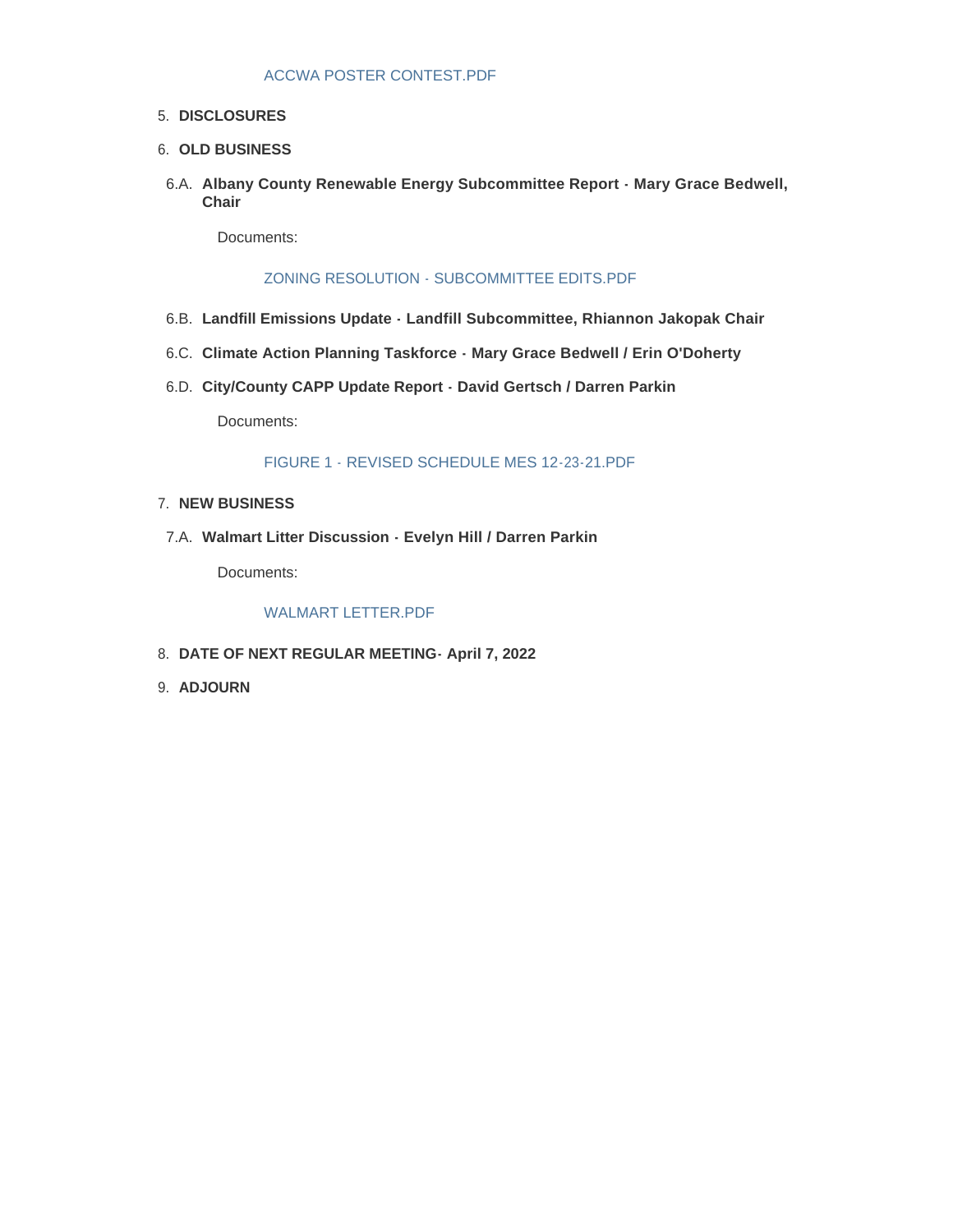ACCWA POSTER CONTEST.PDF

5. **DISCLOSURES**

6. **OLD BUSINESS**

6.A. **Albany County Renewable Energy Subcommittee Report - Mary Grace Bedwell, Chair**

Documents:

ZONING RESOLUTION - SUBCOMMITTEE EDITS.PDF

6.B. **Landfill Emissions Update - Landfill Subcommittee, Rhiannon Jakopak Chair**

6.C. **Climate Action Planning Taskforce - Mary Grace Bedwell / Erin O'Doherty**

6.D. **City/County CAPP Update Report - David Gertsch / Darren Parkin**

Documents:

FIGURE 1 - REVISED SCHEDULE MES 12-23-21.PDF

7. **NEW BUSINESS**

7.A. **Walmart Litter Discussion - Evelyn Hill / Darren Parkin**

Documents:

WALMART LETTER.PDF

8. **DATE OF NEXT REGULAR MEETING- April 7, 2022**

9. **ADJOURN**